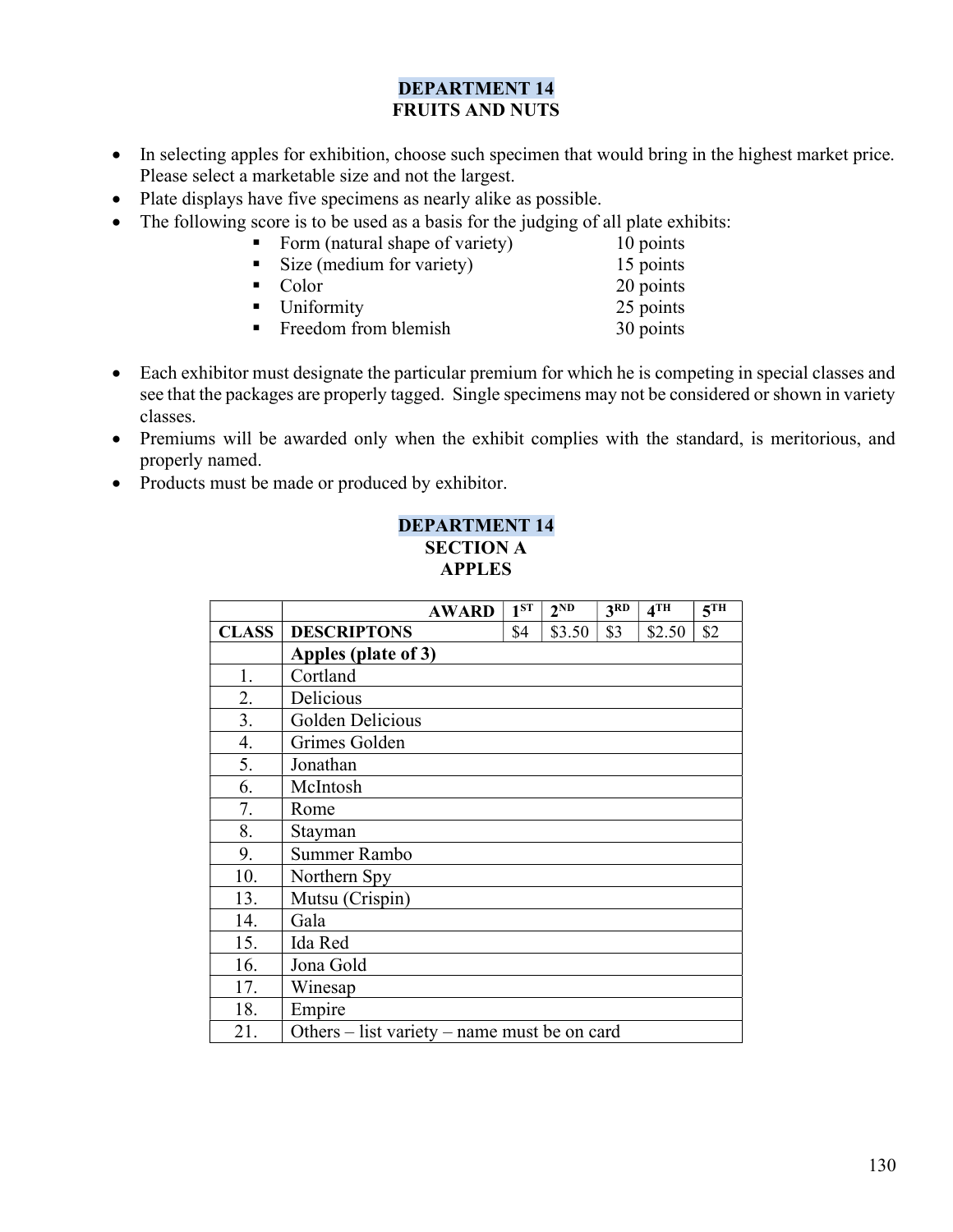# DEPARTMENT 14
## FRUITS AND NUTS

- In selecting apples for exhibition, choose such specimen that would bring in the highest market price. Please select a marketable size and not the largest.
- Plate displays have five specimens as nearly alike as possible.
- The following score is to be used as a basis for the judging of all plate exhibits:
  - Form (natural shape of variety) 10 points
  - Size (medium for variety) 15 points
  - Color 20 points
  - Uniformity 25 points
  - Freedom from blemish 30 points
- Each exhibitor must designate the particular premium for which he is competing in special classes and see that the packages are properly tagged. Single specimens may not be considered or shown in variety classes.
- Premiums will be awarded only when the exhibit complies with the standard, is meritorious, and properly named.
- Products must be made or produced by exhibitor.

# DEPARTMENT 14
## SECTION A
## APPLES

| | AWARD | 1ST | 2ND | 3RD | 4TH | 5TH |
|---|---|---|---|---|---|---|
| CLASS | DESCRIPTONS | $4 | $3.50 | $3 | $2.50 | $2 |
| | **Apples (plate of 3)** | | | | | |
| 1. | Cortland | | | | | |
| 2. | Delicious | | | | | |
| 3. | Golden Delicious | | | | | |
| 4. | Grimes Golden | | | | | |
| 5. | Jonathan | | | | | |
| 6. | McIntosh | | | | | |
| 7. | Rome | | | | | |
| 8. | Stayman | | | | | |
| 9. | Summer Rambo | | | | | |
| 10. | Northern Spy | | | | | |
| 13. | Mutsu (Crispin) | | | | | |
| 14. | Gala | | | | | |
| 15. | Ida Red | | | | | |
| 16. | Jona Gold | | | | | |
| 17. | Winesap | | | | | |
| 18. | Empire | | | | | |
| 21. | Others – list variety – name must be on card | | | | | |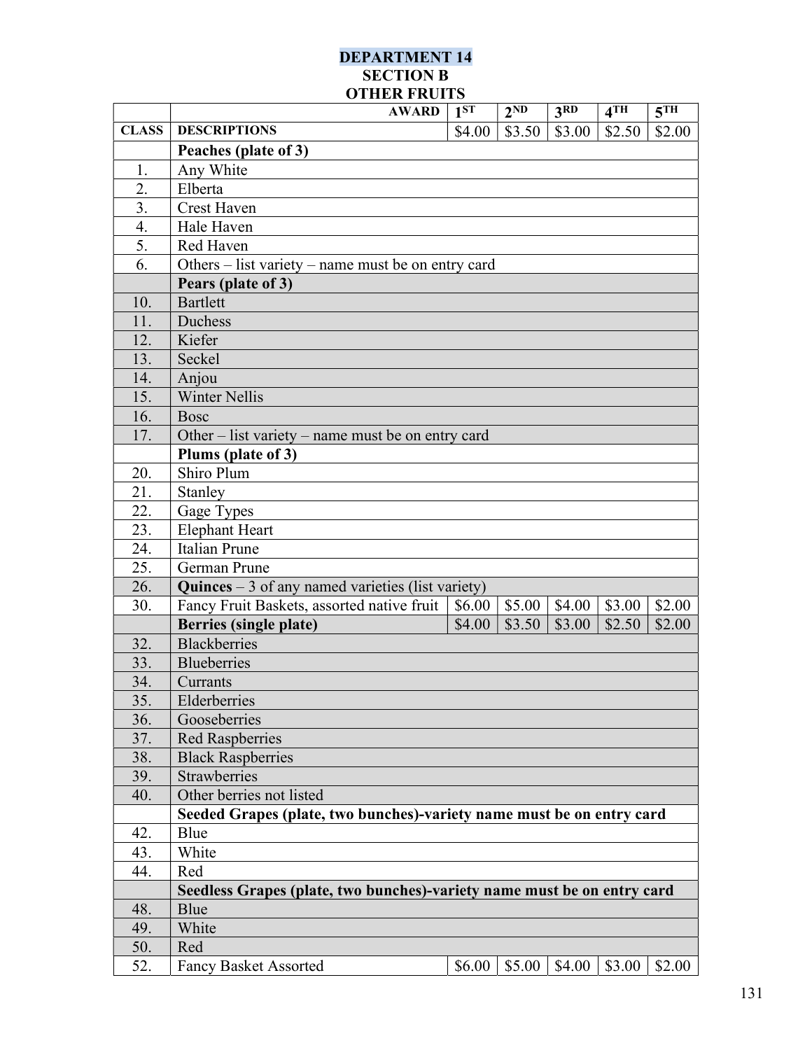# DEPARTMENT 14
## SECTION B
## OTHER FRUITS

| | AWARD | 1ST | 2ND | 3RD | 4TH | 5TH |
|---|---|---|---|---|---|---|
| **CLASS** | **DESCRIPTIONS** | $4.00 | $3.50 | $3.00 | $2.50 | $2.00 |
| | **Peaches (plate of 3)** | | | | | |
| 1. | Any White | | | | | |
| 2. | Elberta | | | | | |
| 3. | Crest Haven | | | | | |
| 4. | Hale Haven | | | | | |
| 5. | Red Haven | | | | | |
| 6. | Others – list variety – name must be on entry card | | | | | |
| | **Pears (plate of 3)** | | | | | |
| 10. | Bartlett | | | | | |
| 11. | Duchess | | | | | |
| 12. | Kiefer | | | | | |
| 13. | Seckel | | | | | |
| 14. | Anjou | | | | | |
| 15. | Winter Nellis | | | | | |
| 16. | Bosc | | | | | |
| 17. | Other – list variety – name must be on entry card | | | | | |
| | **Plums (plate of 3)** | | | | | |
| 20. | Shiro Plum | | | | | |
| 21. | Stanley | | | | | |
| 22. | Gage Types | | | | | |
| 23. | Elephant Heart | | | | | |
| 24. | Italian Prune | | | | | |
| 25. | German Prune | | | | | |
| 26. | **Quinces** – 3 of any named varieties (list variety) | | | | | |
| 30. | Fancy Fruit Baskets, assorted native fruit | $6.00 | $5.00 | $4.00 | $3.00 | $2.00 |
| | **Berries (single plate)** | $4.00 | $3.50 | $3.00 | $2.50 | $2.00 |
| 32. | Blackberries | | | | | |
| 33. | Blueberries | | | | | |
| 34. | Currants | | | | | |
| 35. | Elderberries | | | | | |
| 36. | Gooseberries | | | | | |
| 37. | Red Raspberries | | | | | |
| 38. | Black Raspberries | | | | | |
| 39. | Strawberries | | | | | |
| 40. | Other berries not listed | | | | | |
| | **Seeded Grapes (plate, two bunches)-variety name must be on entry card** | | | | | |
| 42. | Blue | | | | | |
| 43. | White | | | | | |
| 44. | Red | | | | | |
| | **Seedless Grapes (plate, two bunches)-variety name must be on entry card** | | | | | |
| 48. | Blue | | | | | |
| 49. | White | | | | | |
| 50. | Red | | | | | |
| 52. | Fancy Basket Assorted | $6.00 | $5.00 | $4.00 | $3.00 | $2.00 |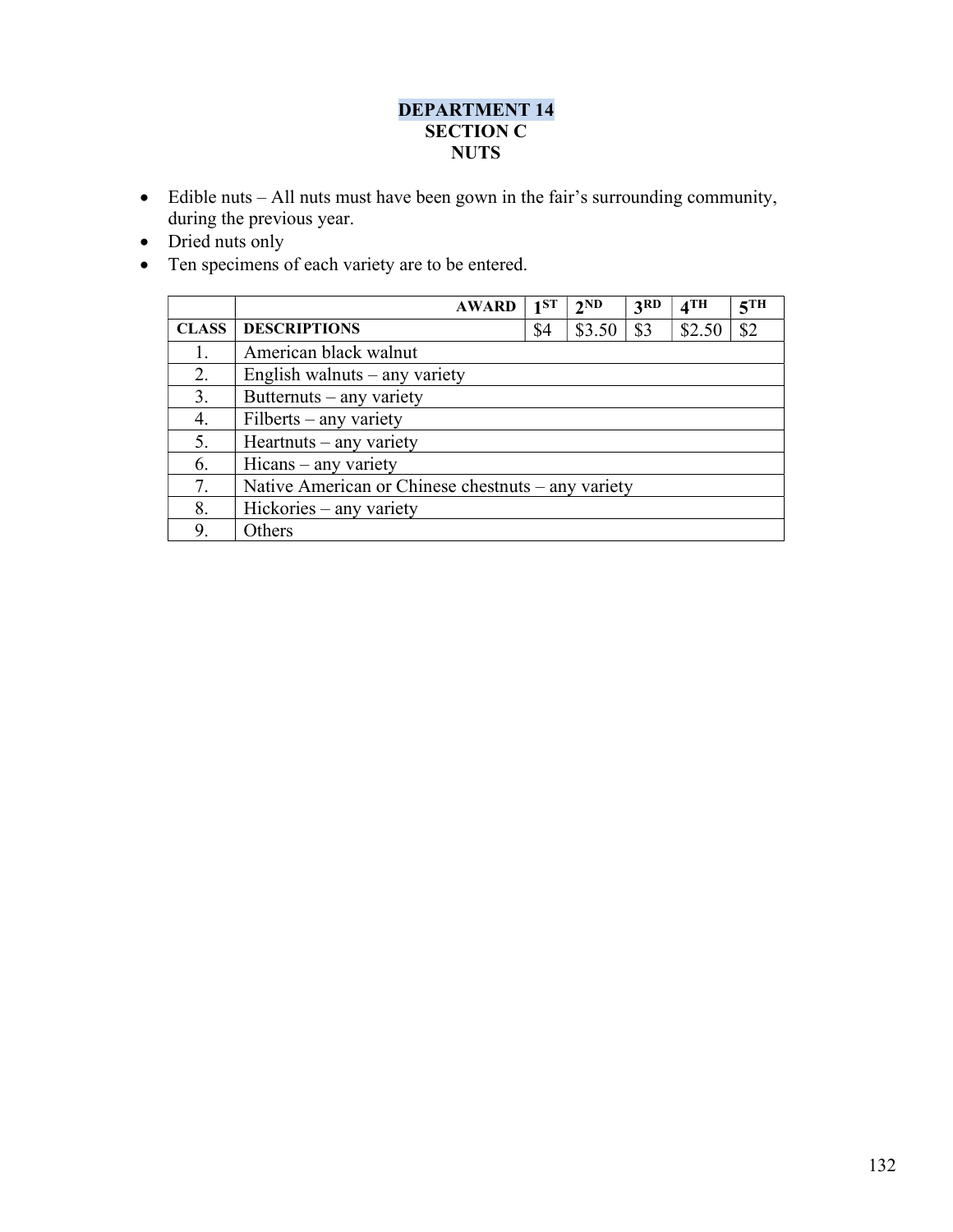# DEPARTMENT 14
## SECTION C
## NUTS

- Edible nuts – All nuts must have been gown in the fair's surrounding community, during the previous year.
- Dried nuts only
- Ten specimens of each variety are to be entered.

| | AWARD | 1ST | 2ND | 3RD | 4TH | 5TH |
|---|---|---|---|---|---|---|
| CLASS | DESCRIPTIONS | $4 | $3.50 | $3 | $2.50 | $2 |
| 1. | American black walnut | | | | | |
| 2. | English walnuts – any variety | | | | | |
| 3. | Butternuts – any variety | | | | | |
| 4. | Filberts – any variety | | | | | |
| 5. | Heartnuts – any variety | | | | | |
| 6. | Hicans – any variety | | | | | |
| 7. | Native American or Chinese chestnuts – any variety | | | | | |
| 8. | Hickories – any variety | | | | | |
| 9. | Others | | | | | |